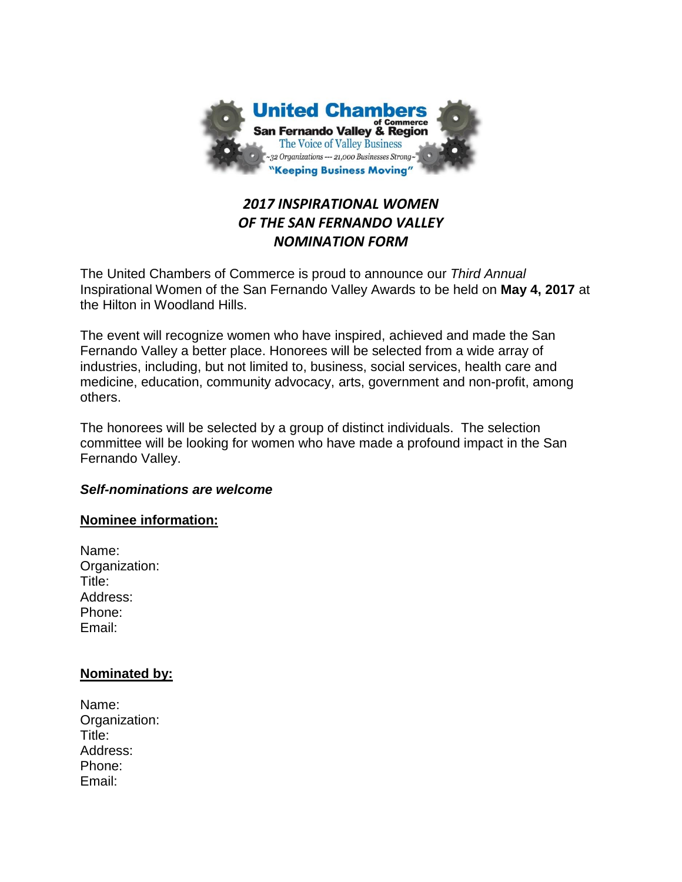United Chambers of Commerce
San Fernando Valley & Region
The Voice of Valley Business
~32 Organizations --- 21,000 Businesses Strong~
"Keeping Business Moving"

# *2017 INSPIRATIONAL WOMEN OF THE SAN FERNANDO VALLEY NOMINATION FORM*

The United Chambers of Commerce is proud to announce our *Third Annual* Inspirational Women of the San Fernando Valley Awards to be held on **May 4, 2017** at the Hilton in Woodland Hills.

The event will recognize women who have inspired, achieved and made the San Fernando Valley a better place. Honorees will be selected from a wide array of industries, including, but not limited to, business, social services, health care and medicine, education, community advocacy, arts, government and non-profit, among others.

The honorees will be selected by a group of distinct individuals. The selection committee will be looking for women who have made a profound impact in the San Fernando Valley.

***Self-nominations are welcome***

**Nominee information:**

Name:
Organization:
Title:
Address:
Phone:
Email:

**Nominated by:**

Name:
Organization:
Title:
Address:
Phone:
Email: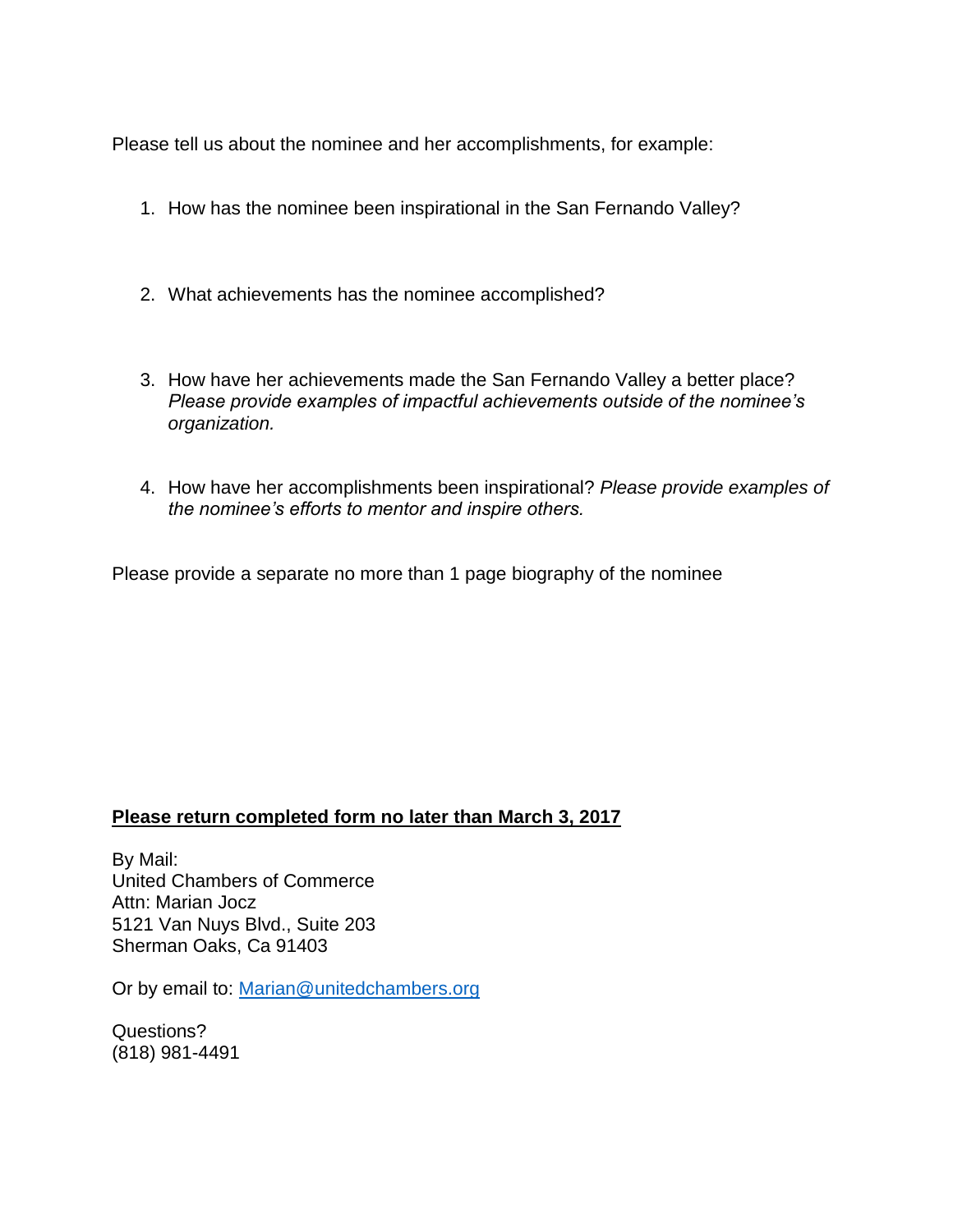Please tell us about the nominee and her accomplishments, for example:

1. How has the nominee been inspirational in the San Fernando Valley?

2. What achievements has the nominee accomplished?

3. How have her achievements made the San Fernando Valley a better place? *Please provide examples of impactful achievements outside of the nominee's organization.*

4. How have her accomplishments been inspirational? *Please provide examples of the nominee's efforts to mentor and inspire others.*

Please provide a separate no more than 1 page biography of the nominee

**Please return completed form no later than March 3, 2017**

By Mail:
United Chambers of Commerce
Attn: Marian Jocz
5121 Van Nuys Blvd., Suite 203
Sherman Oaks, Ca 91403

Or by email to: Marian@unitedchambers.org

Questions?
(818) 981-4491